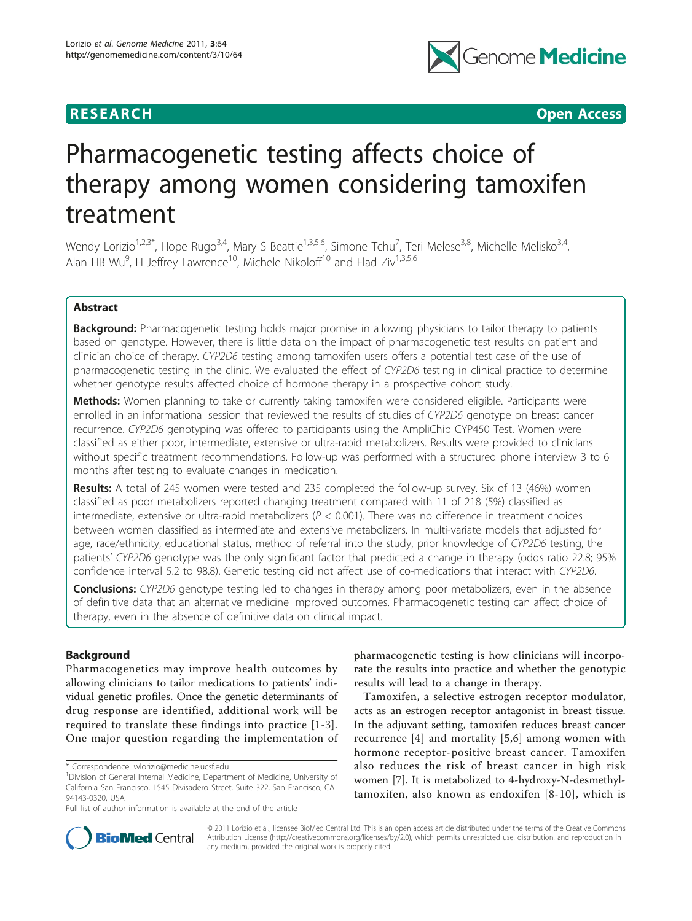RESEARCH Open Access

# Pharmacogenetic testing affects choice of therapy among women considering tamoxifen treatment

Wendy Lorizio[1,2,3*], Hope Rugo[3,4], Mary S Beattie[1,3,5,6], Simone Tchu[7], Teri Melese[3,8], Michelle Melisko[3,4], Alan HB Wu[9], H Jeffrey Lawrence[10], Michele Nikoloff[10] and Elad Ziv[1,3,5,6]

## Abstract

**Background:** Pharmacogenetic testing holds major promise in allowing physicians to tailor therapy to patients based on genotype. However, there is little data on the impact of pharmacogenetic test results on patient and clinician choice of therapy. *CYP2D6* testing among tamoxifen users offers a potential test case of the use of pharmacogenetic testing in the clinic. We evaluated the effect of *CYP2D6* testing in clinical practice to determine whether genotype results affected choice of hormone therapy in a prospective cohort study.

**Methods:** Women planning to take or currently taking tamoxifen were considered eligible. Participants were enrolled in an informational session that reviewed the results of studies of *CYP2D6* genotype on breast cancer recurrence. *CYP2D6* genotyping was offered to participants using the AmpliChip CYP450 Test. Women were classified as either poor, intermediate, extensive or ultra-rapid metabolizers. Results were provided to clinicians without specific treatment recommendations. Follow-up was performed with a structured phone interview 3 to 6 months after testing to evaluate changes in medication.

**Results:** A total of 245 women were tested and 235 completed the follow-up survey. Six of 13 (46%) women classified as poor metabolizers reported changing treatment compared with 11 of 218 (5%) classified as intermediate, extensive or ultra-rapid metabolizers ($P < 0.001$). There was no difference in treatment choices between women classified as intermediate and extensive metabolizers. In multi-variate models that adjusted for age, race/ethnicity, educational status, method of referral into the study, prior knowledge of *CYP2D6* testing, the patients' *CYP2D6* genotype was the only significant factor that predicted a change in therapy (odds ratio 22.8; 95% confidence interval 5.2 to 98.8). Genetic testing did not affect use of co-medications that interact with *CYP2D6*.

**Conclusions:** *CYP2D6* genotype testing led to changes in therapy among poor metabolizers, even in the absence of definitive data that an alternative medicine improved outcomes. Pharmacogenetic testing can affect choice of therapy, even in the absence of definitive data on clinical impact.

## Background

Pharmacogenetics may improve health outcomes by allowing clinicians to tailor medications to patients' individual genetic profiles. Once the genetic determinants of drug response are identified, additional work will be required to translate these findings into practice [1-3]. One major question regarding the implementation of pharmacogenetic testing is how clinicians will incorporate the results into practice and whether the genotypic results will lead to a change in therapy.

Tamoxifen, a selective estrogen receptor modulator, acts as an estrogen receptor antagonist in breast tissue. In the adjuvant setting, tamoxifen reduces breast cancer recurrence [4] and mortality [5,6] among women with hormone receptor-positive breast cancer. Tamoxifen also reduces the risk of breast cancer in high risk women [7]. It is metabolized to 4-hydroxy-N-desmethyl-tamoxifen, also known as endoxifen [8-10], which is

\* Correspondence: wlorizio@medicine.ucsf.edu

[1]Division of General Internal Medicine, Department of Medicine, University of California San Francisco, 1545 Divisadero Street, Suite 322, San Francisco, CA 94143-0320, USA

Full list of author information is available at the end of the article

© 2011 Lorizio et al.; licensee BioMed Central Ltd. This is an open access article distributed under the terms of the Creative Commons Attribution License (http://creativecommons.org/licenses/by/2.0), which permits unrestricted use, distribution, and reproduction in any medium, provided the original work is properly cited.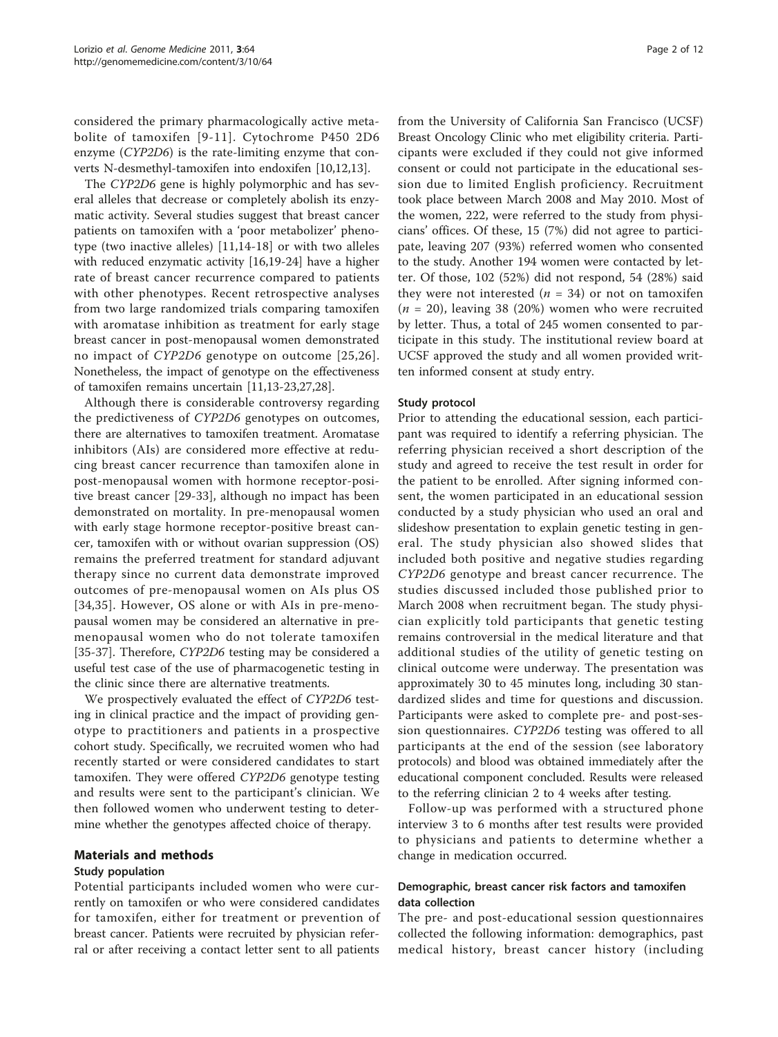considered the primary pharmacologically active metabolite of tamoxifen [9-11]. Cytochrome P450 2D6 enzyme (*CYP2D6*) is the rate-limiting enzyme that converts N-desmethyl-tamoxifen into endoxifen [10,12,13].

The *CYP2D6* gene is highly polymorphic and has several alleles that decrease or completely abolish its enzymatic activity. Several studies suggest that breast cancer patients on tamoxifen with a 'poor metabolizer' phenotype (two inactive alleles) [11,14-18] or with two alleles with reduced enzymatic activity [16,19-24] have a higher rate of breast cancer recurrence compared to patients with other phenotypes. Recent retrospective analyses from two large randomized trials comparing tamoxifen with aromatase inhibition as treatment for early stage breast cancer in post-menopausal women demonstrated no impact of *CYP2D6* genotype on outcome [25,26]. Nonetheless, the impact of genotype on the effectiveness of tamoxifen remains uncertain [11,13-23,27,28].

Although there is considerable controversy regarding the predictiveness of *CYP2D6* genotypes on outcomes, there are alternatives to tamoxifen treatment. Aromatase inhibitors (AIs) are considered more effective at reducing breast cancer recurrence than tamoxifen alone in post-menopausal women with hormone receptor-positive breast cancer [29-33], although no impact has been demonstrated on mortality. In pre-menopausal women with early stage hormone receptor-positive breast cancer, tamoxifen with or without ovarian suppression (OS) remains the preferred treatment for standard adjuvant therapy since no current data demonstrate improved outcomes of pre-menopausal women on AIs plus OS [34,35]. However, OS alone or with AIs in pre-menopausal women may be considered an alternative in pre-menopausal women who do not tolerate tamoxifen [35-37]. Therefore, *CYP2D6* testing may be considered a useful test case of the use of pharmacogenetic testing in the clinic since there are alternative treatments.

We prospectively evaluated the effect of *CYP2D6* testing in clinical practice and the impact of providing genotype to practitioners and patients in a prospective cohort study. Specifically, we recruited women who had recently started or were considered candidates to start tamoxifen. They were offered *CYP2D6* genotype testing and results were sent to the participant's clinician. We then followed women who underwent testing to determine whether the genotypes affected choice of therapy.

## Materials and methods

### Study population

Potential participants included women who were currently on tamoxifen or who were considered candidates for tamoxifen, either for treatment or prevention of breast cancer. Patients were recruited by physician referral or after receiving a contact letter sent to all patients from the University of California San Francisco (UCSF) Breast Oncology Clinic who met eligibility criteria. Participants were excluded if they could not give informed consent or could not participate in the educational session due to limited English proficiency. Recruitment took place between March 2008 and May 2010. Most of the women, 222, were referred to the study from physicians' offices. Of these, 15 (7%) did not agree to participate, leaving 207 (93%) referred women who consented to the study. Another 194 women were contacted by letter. Of those, 102 (52%) did not respond, 54 (28%) said they were not interested ($n$ = 34) or not on tamoxifen ($n$ = 20), leaving 38 (20%) women who were recruited by letter. Thus, a total of 245 women consented to participate in this study. The institutional review board at UCSF approved the study and all women provided written informed consent at study entry.

### Study protocol

Prior to attending the educational session, each participant was required to identify a referring physician. The referring physician received a short description of the study and agreed to receive the test result in order for the patient to be enrolled. After signing informed consent, the women participated in an educational session conducted by a study physician who used an oral and slideshow presentation to explain genetic testing in general. The study physician also showed slides that included both positive and negative studies regarding *CYP2D6* genotype and breast cancer recurrence. The studies discussed included those published prior to March 2008 when recruitment began. The study physician explicitly told participants that genetic testing remains controversial in the medical literature and that additional studies of the utility of genetic testing on clinical outcome were underway. The presentation was approximately 30 to 45 minutes long, including 30 standardized slides and time for questions and discussion. Participants were asked to complete pre- and post-session questionnaires. *CYP2D6* testing was offered to all participants at the end of the session (see laboratory protocols) and blood was obtained immediately after the educational component concluded. Results were released to the referring clinician 2 to 4 weeks after testing.

Follow-up was performed with a structured phone interview 3 to 6 months after test results were provided to physicians and patients to determine whether a change in medication occurred.

### Demographic, breast cancer risk factors and tamoxifen data collection

The pre- and post-educational session questionnaires collected the following information: demographics, past medical history, breast cancer history (including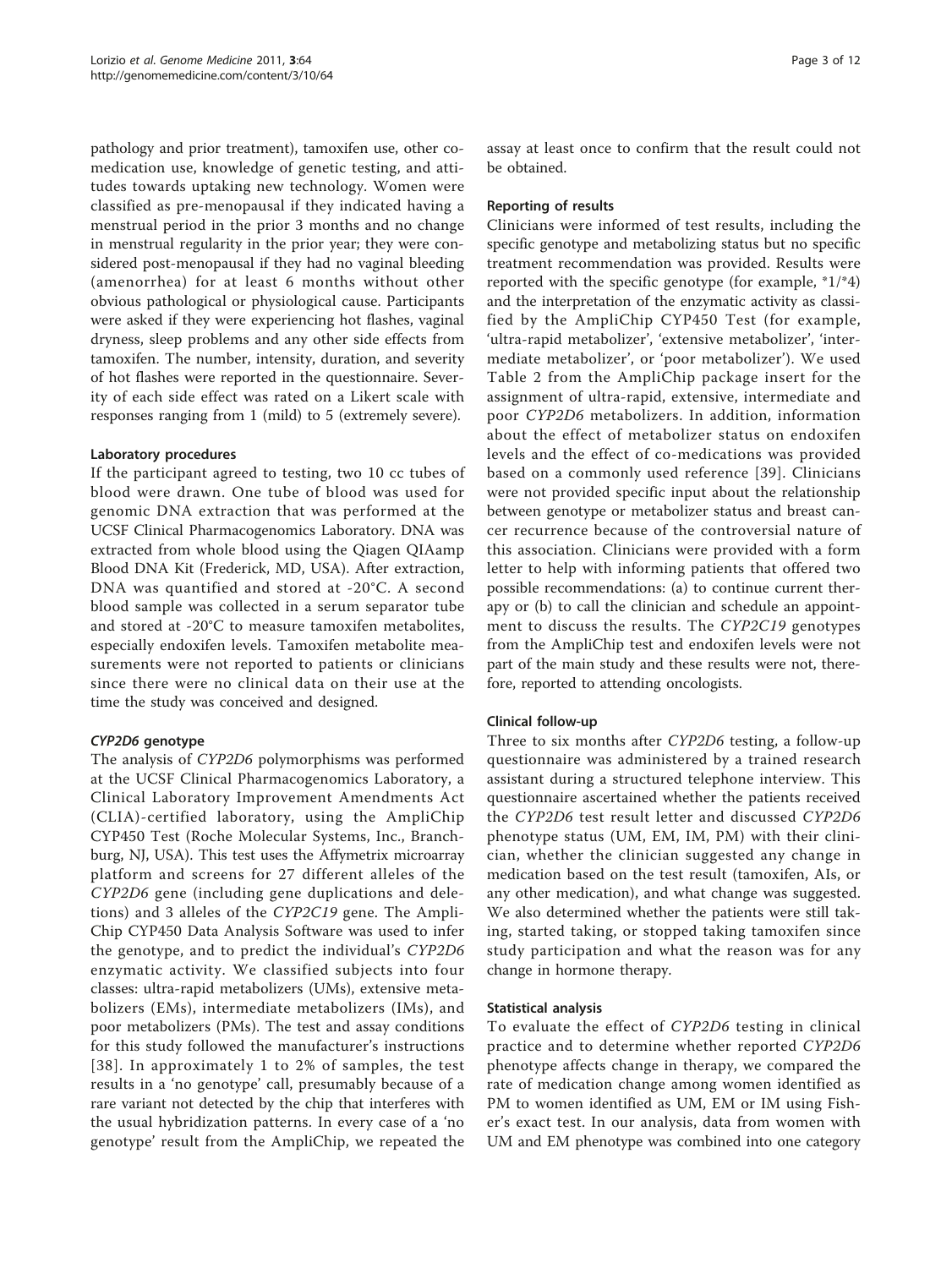pathology and prior treatment), tamoxifen use, other co-medication use, knowledge of genetic testing, and attitudes towards uptaking new technology. Women were classified as pre-menopausal if they indicated having a menstrual period in the prior 3 months and no change in menstrual regularity in the prior year; they were considered post-menopausal if they had no vaginal bleeding (amenorrhea) for at least 6 months without other obvious pathological or physiological cause. Participants were asked if they were experiencing hot flashes, vaginal dryness, sleep problems and any other side effects from tamoxifen. The number, intensity, duration, and severity of hot flashes were reported in the questionnaire. Severity of each side effect was rated on a Likert scale with responses ranging from 1 (mild) to 5 (extremely severe).

### Laboratory procedures

If the participant agreed to testing, two 10 cc tubes of blood were drawn. One tube of blood was used for genomic DNA extraction that was performed at the UCSF Clinical Pharmacogenomics Laboratory. DNA was extracted from whole blood using the Qiagen QIAamp Blood DNA Kit (Frederick, MD, USA). After extraction, DNA was quantified and stored at -20°C. A second blood sample was collected in a serum separator tube and stored at -20°C to measure tamoxifen metabolites, especially endoxifen levels. Tamoxifen metabolite measurements were not reported to patients or clinicians since there were no clinical data on their use at the time the study was conceived and designed.

#### *CYP2D6* genotype

The analysis of *CYP2D6* polymorphisms was performed at the UCSF Clinical Pharmacogenomics Laboratory, a Clinical Laboratory Improvement Amendments Act (CLIA)-certified laboratory, using the AmpliChip CYP450 Test (Roche Molecular Systems, Inc., Branchburg, NJ, USA). This test uses the Affymetrix microarray platform and screens for 27 different alleles of the *CYP2D6* gene (including gene duplications and deletions) and 3 alleles of the *CYP2C19* gene. The AmpliChip CYP450 Data Analysis Software was used to infer the genotype, and to predict the individual's *CYP2D6* enzymatic activity. We classified subjects into four classes: ultra-rapid metabolizers (UMs), extensive metabolizers (EMs), intermediate metabolizers (IMs), and poor metabolizers (PMs). The test and assay conditions for this study followed the manufacturer's instructions [38]. In approximately 1 to 2% of samples, the test results in a 'no genotype' call, presumably because of a rare variant not detected by the chip that interferes with the usual hybridization patterns. In every case of a 'no genotype' result from the AmpliChip, we repeated the assay at least once to confirm that the result could not be obtained.

### Reporting of results

Clinicians were informed of test results, including the specific genotype and metabolizing status but no specific treatment recommendation was provided. Results were reported with the specific genotype (for example, *1/*4) and the interpretation of the enzymatic activity as classified by the AmpliChip CYP450 Test (for example, 'ultra-rapid metabolizer', 'extensive metabolizer', 'intermediate metabolizer', or 'poor metabolizer'). We used Table 2 from the AmpliChip package insert for the assignment of ultra-rapid, extensive, intermediate and poor *CYP2D6* metabolizers. In addition, information about the effect of metabolizer status on endoxifen levels and the effect of co-medications was provided based on a commonly used reference [39]. Clinicians were not provided specific input about the relationship between genotype or metabolizer status and breast cancer recurrence because of the controversial nature of this association. Clinicians were provided with a form letter to help with informing patients that offered two possible recommendations: (a) to continue current therapy or (b) to call the clinician and schedule an appointment to discuss the results. The *CYP2C19* genotypes from the AmpliChip test and endoxifen levels were not part of the main study and these results were not, therefore, reported to attending oncologists.

### Clinical follow-up

Three to six months after *CYP2D6* testing, a follow-up questionnaire was administered by a trained research assistant during a structured telephone interview. This questionnaire ascertained whether the patients received the *CYP2D6* test result letter and discussed *CYP2D6* phenotype status (UM, EM, IM, PM) with their clinician, whether the clinician suggested any change in medication based on the test result (tamoxifen, AIs, or any other medication), and what change was suggested. We also determined whether the patients were still taking, started taking, or stopped taking tamoxifen since study participation and what the reason was for any change in hormone therapy.

### Statistical analysis

To evaluate the effect of *CYP2D6* testing in clinical practice and to determine whether reported *CYP2D6* phenotype affects change in therapy, we compared the rate of medication change among women identified as PM to women identified as UM, EM or IM using Fisher's exact test. In our analysis, data from women with UM and EM phenotype was combined into one category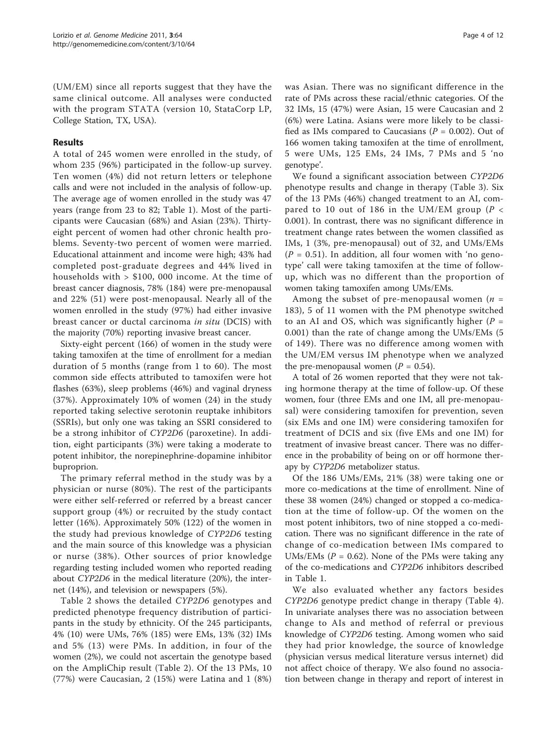(UM/EM) since all reports suggest that they have the same clinical outcome. All analyses were conducted with the program STATA (version 10, StataCorp LP, College Station, TX, USA).

## Results

A total of 245 women were enrolled in the study, of whom 235 (96%) participated in the follow-up survey. Ten women (4%) did not return letters or telephone calls and were not included in the analysis of follow-up. The average age of women enrolled in the study was 47 years (range from 23 to 82; Table 1). Most of the participants were Caucasian (68%) and Asian (23%). Thirty-eight percent of women had other chronic health problems. Seventy-two percent of women were married. Educational attainment and income were high; 43% had completed post-graduate degrees and 44% lived in households with > $100, 000 income. At the time of breast cancer diagnosis, 78% (184) were pre-menopausal and 22% (51) were post-menopausal. Nearly all of the women enrolled in the study (97%) had either invasive breast cancer or ductal carcinoma *in situ* (DCIS) with the majority (70%) reporting invasive breast cancer.

Sixty-eight percent (166) of women in the study were taking tamoxifen at the time of enrollment for a median duration of 5 months (range from 1 to 60). The most common side effects attributed to tamoxifen were hot flashes (63%), sleep problems (46%) and vaginal dryness (37%). Approximately 10% of women (24) in the study reported taking selective serotonin reuptake inhibitors (SSRIs), but only one was taking an SSRI considered to be a strong inhibitor of *CYP2D6* (paroxetine). In addition, eight participants (3%) were taking a moderate to potent inhibitor, the norepinephrine-dopamine inhibitor buproprion.

The primary referral method in the study was by a physician or nurse (80%). The rest of the participants were either self-referred or referred by a breast cancer support group (4%) or recruited by the study contact letter (16%). Approximately 50% (122) of the women in the study had previous knowledge of *CYP2D6* testing and the main source of this knowledge was a physician or nurse (38%). Other sources of prior knowledge regarding testing included women who reported reading about *CYP2D6* in the medical literature (20%), the internet (14%), and television or newspapers (5%).

Table 2 shows the detailed *CYP2D6* genotypes and predicted phenotype frequency distribution of participants in the study by ethnicity. Of the 245 participants, 4% (10) were UMs, 76% (185) were EMs, 13% (32) IMs and 5% (13) were PMs. In addition, in four of the women (2%), we could not ascertain the genotype based on the AmpliChip result (Table 2). Of the 13 PMs, 10 (77%) were Caucasian, 2 (15%) were Latina and 1 (8%) was Asian. There was no significant difference in the rate of PMs across these racial/ethnic categories. Of the 32 IMs, 15 (47%) were Asian, 15 were Caucasian and 2 (6%) were Latina. Asians were more likely to be classified as IMs compared to Caucasians ($P = 0.002$). Out of 166 women taking tamoxifen at the time of enrollment, 5 were UMs, 125 EMs, 24 IMs, 7 PMs and 5 'no genotype'.

We found a significant association between *CYP2D6* phenotype results and change in therapy (Table 3). Six of the 13 PMs (46%) changed treatment to an AI, compared to 10 out of 186 in the UM/EM group ($P < 0.001$). In contrast, there was no significant difference in treatment change rates between the women classified as IMs, 1 (3%, pre-menopausal) out of 32, and UMs/EMs ($P = 0.51$). In addition, all four women with 'no genotype' call were taking tamoxifen at the time of follow-up, which was no different than the proportion of women taking tamoxifen among UMs/EMs.

Among the subset of pre-menopausal women ($n = 183$), 5 of 11 women with the PM phenotype switched to an AI and OS, which was significantly higher ($P = 0.001$) than the rate of change among the UMs/EMs (5 of 149). There was no difference among women with the UM/EM versus IM phenotype when we analyzed the pre-menopausal women ($P = 0.54$).

A total of 26 women reported that they were not taking hormone therapy at the time of follow-up. Of these women, four (three EMs and one IM, all pre-menopausal) were considering tamoxifen for prevention, seven (six EMs and one IM) were considering tamoxifen for treatment of DCIS and six (five EMs and one IM) for treatment of invasive breast cancer. There was no difference in the probability of being on or off hormone therapy by *CYP2D6* metabolizer status.

Of the 186 UMs/EMs, 21% (38) were taking one or more co-medications at the time of enrollment. Nine of these 38 women (24%) changed or stopped a co-medication at the time of follow-up. Of the women on the most potent inhibitors, two of nine stopped a co-medication. There was no significant difference in the rate of change of co-medication between IMs compared to UMs/EMs ($P = 0.62$). None of the PMs were taking any of the co-medications and *CYP2D6* inhibitors described in Table 1.

We also evaluated whether any factors besides *CYP2D6* genotype predict change in therapy (Table 4). In univariate analyses there was no association between change to AIs and method of referral or previous knowledge of *CYP2D6* testing. Among women who said they had prior knowledge, the source of knowledge (physician versus medical literature versus internet) did not affect choice of therapy. We also found no association between change in therapy and report of interest in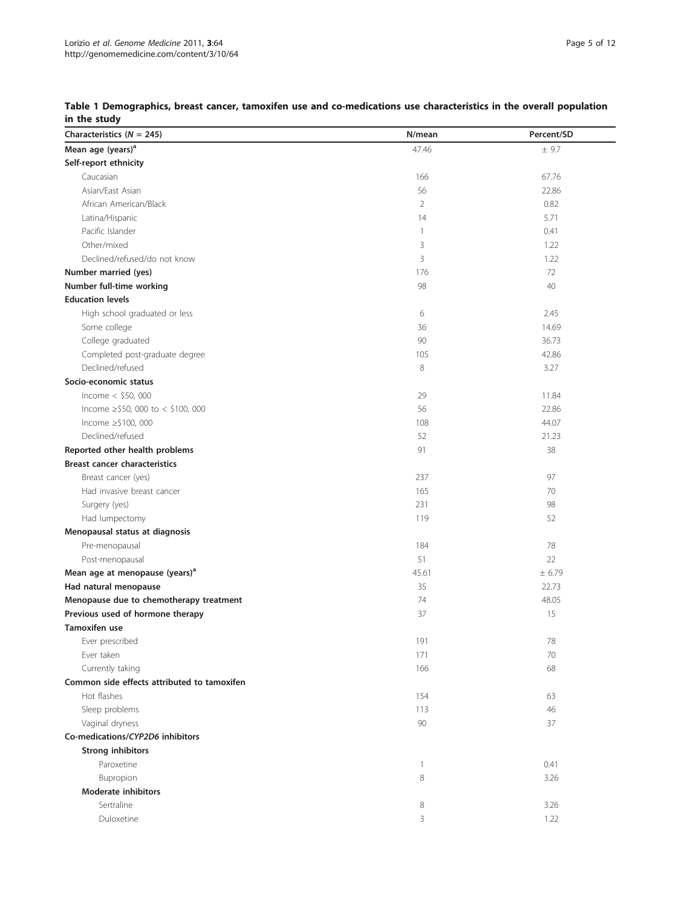**Table 1 Demographics, breast cancer, tamoxifen use and co-medications use characteristics in the overall population in the study**

| Characteristics (*N* = 245) | N/mean | Percent/SD |
|---|---|---|
| **Mean age (years)[a]** | 47.46 | ± 9.7 |
| **Self-report ethnicity** | | |
| Caucasian | 166 | 67.76 |
| Asian/East Asian | 56 | 22.86 |
| African American/Black | 2 | 0.82 |
| Latina/Hispanic | 14 | 5.71 |
| Pacific Islander | 1 | 0.41 |
| Other/mixed | 3 | 1.22 |
| Declined/refused/do not know | 3 | 1.22 |
| **Number married (yes)** | 176 | 72 |
| **Number full-time working** | 98 | 40 |
| **Education levels** | | |
| High school graduated or less | 6 | 2.45 |
| Some college | 36 | 14.69 |
| College graduated | 90 | 36.73 |
| Completed post-graduate degree | 105 | 42.86 |
| Declined/refused | 8 | 3.27 |
| **Socio-economic status** | | |
| Income < $50, 000 | 29 | 11.84 |
| Income ≥$50, 000 to < $100, 000 | 56 | 22.86 |
| Income ≥$100, 000 | 108 | 44.07 |
| Declined/refused | 52 | 21.23 |
| **Reported other health problems** | 91 | 38 |
| **Breast cancer characteristics** | | |
| Breast cancer (yes) | 237 | 97 |
| Had invasive breast cancer | 165 | 70 |
| Surgery (yes) | 231 | 98 |
| Had lumpectomy | 119 | 52 |
| **Menopausal status at diagnosis** | | |
| Pre-menopausal | 184 | 78 |
| Post-menopausal | 51 | 22 |
| **Mean age at menopause (years)[a]** | 45.61 | ± 6.79 |
| **Had natural menopause** | 35 | 22.73 |
| **Menopause due to chemotherapy treatment** | 74 | 48.05 |
| **Previous used of hormone therapy** | 37 | 15 |
| **Tamoxifen use** | | |
| Ever prescribed | 191 | 78 |
| Ever taken | 171 | 70 |
| Currently taking | 166 | 68 |
| **Common side effects attributed to tamoxifen** | | |
| Hot flashes | 154 | 63 |
| Sleep problems | 113 | 46 |
| Vaginal dryness | 90 | 37 |
| **Co-medications/*CYP2D6* inhibitors** | | |
| **Strong inhibitors** | | |
| Paroxetine | 1 | 0.41 |
| Bupropion | 8 | 3.26 |
| **Moderate inhibitors** | | |
| Sertraline | 8 | 3.26 |
| Duloxetine | 3 | 1.22 |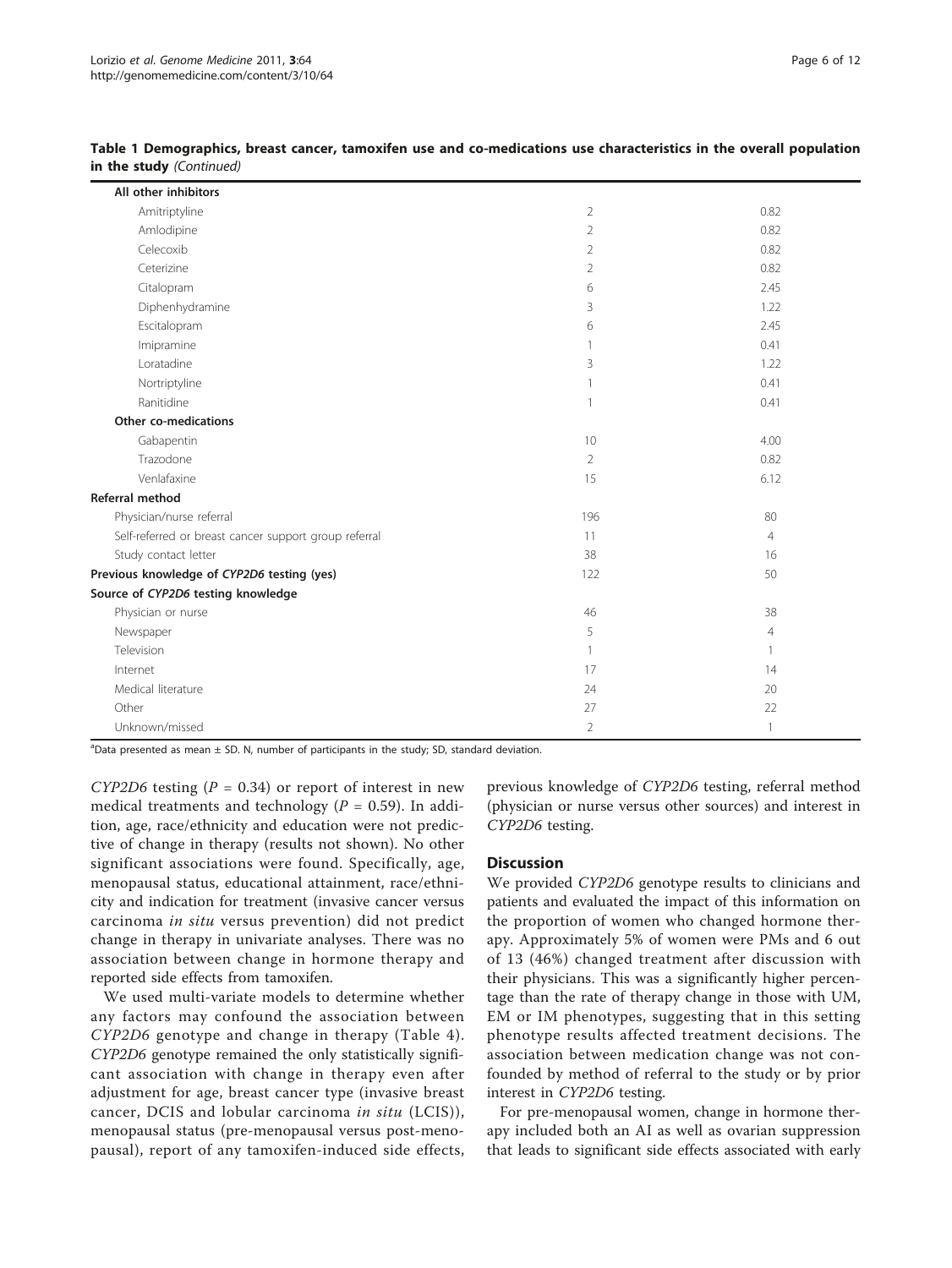**Table 1 Demographics, breast cancer, tamoxifen use and co-medications use characteristics in the overall population in the study** *(Continued)*

| | | |
|---|---|---|
| **All other inhibitors** | | |
| Amitriptyline | 2 | 0.82 |
| Amlodipine | 2 | 0.82 |
| Celecoxib | 2 | 0.82 |
| Ceterizine | 2 | 0.82 |
| Citalopram | 6 | 2.45 |
| Diphenhydramine | 3 | 1.22 |
| Escitalopram | 6 | 2.45 |
| Imipramine | 1 | 0.41 |
| Loratadine | 3 | 1.22 |
| Nortriptyline | 1 | 0.41 |
| Ranitidine | 1 | 0.41 |
| **Other co-medications** | | |
| Gabapentin | 10 | 4.00 |
| Trazodone | 2 | 0.82 |
| Venlafaxine | 15 | 6.12 |
| **Referral method** | | |
| Physician/nurse referral | 196 | 80 |
| Self-referred or breast cancer support group referral | 11 | 4 |
| Study contact letter | 38 | 16 |
| **Previous knowledge of *CYP2D6* testing (yes)** | 122 | 50 |
| **Source of *CYP2D6* testing knowledge** | | |
| Physician or nurse | 46 | 38 |
| Newspaper | 5 | 4 |
| Television | 1 | 1 |
| Internet | 17 | 14 |
| Medical literature | 24 | 20 |
| Other | 27 | 22 |
| Unknown/missed | 2 | 1 |

[a]Data presented as mean ± SD. N, number of participants in the study; SD, standard deviation.

*CYP2D6* testing ($P = 0.34$) or report of interest in new medical treatments and technology ($P = 0.59$). In addition, age, race/ethnicity and education were not predictive of change in therapy (results not shown). No other significant associations were found. Specifically, age, menopausal status, educational attainment, race/ethnicity and indication for treatment (invasive cancer versus carcinoma *in situ* versus prevention) did not predict change in therapy in univariate analyses. There was no association between change in hormone therapy and reported side effects from tamoxifen.

We used multi-variate models to determine whether any factors may confound the association between *CYP2D6* genotype and change in therapy (Table 4). *CYP2D6* genotype remained the only statistically significant association with change in therapy even after adjustment for age, breast cancer type (invasive breast cancer, DCIS and lobular carcinoma *in situ* (LCIS)), menopausal status (pre-menopausal versus post-menopausal), report of any tamoxifen-induced side effects, previous knowledge of *CYP2D6* testing, referral method (physician or nurse versus other sources) and interest in *CYP2D6* testing.

## Discussion

We provided *CYP2D6* genotype results to clinicians and patients and evaluated the impact of this information on the proportion of women who changed hormone therapy. Approximately 5% of women were PMs and 6 out of 13 (46%) changed treatment after discussion with their physicians. This was a significantly higher percentage than the rate of therapy change in those with UM, EM or IM phenotypes, suggesting that in this setting phenotype results affected treatment decisions. The association between medication change was not confounded by method of referral to the study or by prior interest in *CYP2D6* testing.

For pre-menopausal women, change in hormone therapy included both an AI as well as ovarian suppression that leads to significant side effects associated with early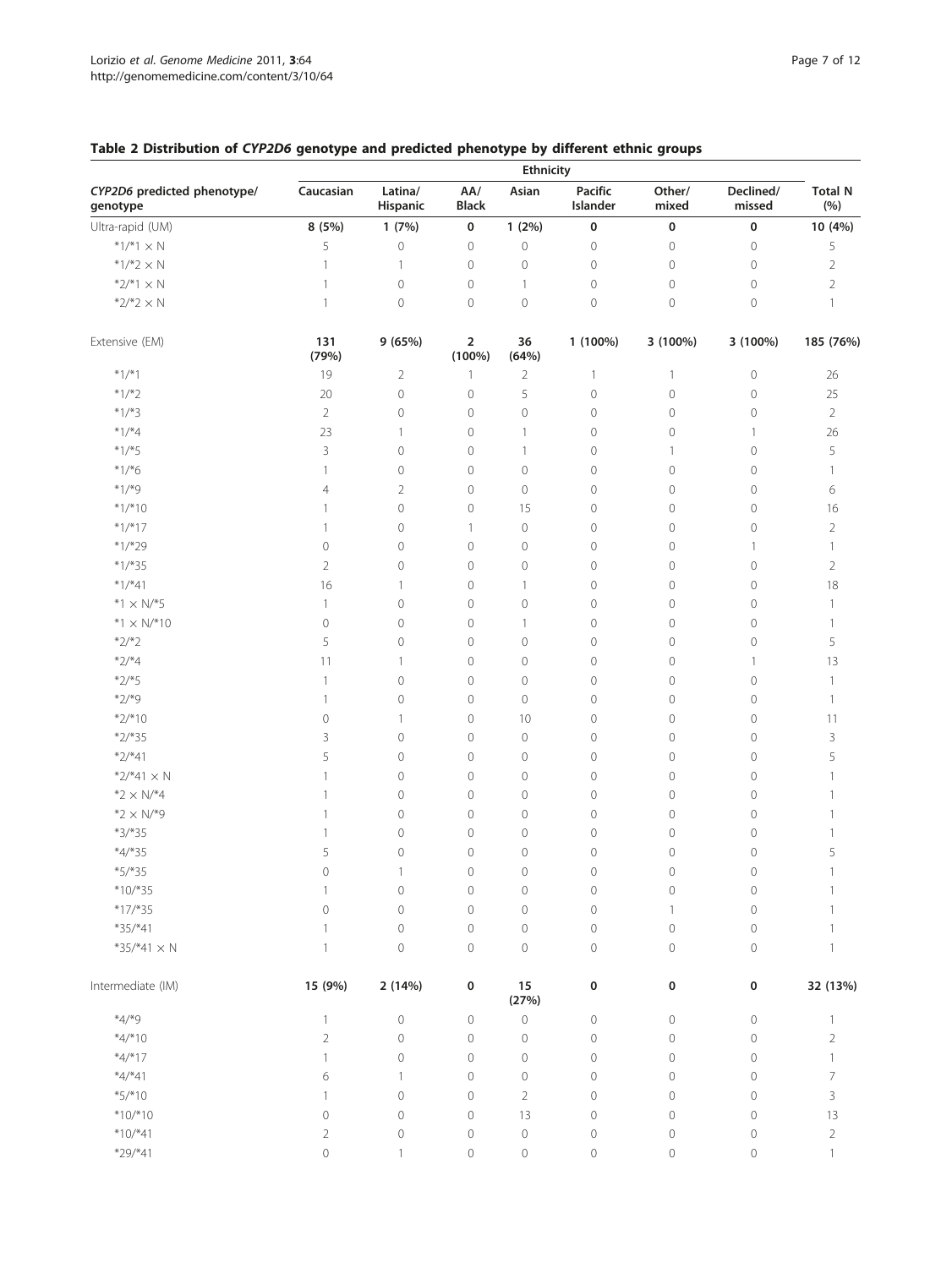**Table 2 Distribution of *CYP2D6* genotype and predicted phenotype by different ethnic groups**

| CYP2D6 predicted phenotype/ genotype | Ethnicity | | | | | | | |
|---|---|---|---|---|---|---|---|---|
| | Caucasian | Latina/ Hispanic | AA/ Black | Asian | Pacific Islander | Other/ mixed | Declined/ missed | Total N (%) |
| Ultra-rapid (UM) | **8 (5%)** | **1 (7%)** | **0** | **1 (2%)** | **0** | **0** | **0** | **10 (4%)** |
| *1/*1 × N | 5 | 0 | 0 | 0 | 0 | 0 | 0 | 5 |
| *1/*2 × N | 1 | 1 | 0 | 0 | 0 | 0 | 0 | 2 |
| *2/*1 × N | 1 | 0 | 0 | 1 | 0 | 0 | 0 | 2 |
| *2/*2 × N | 1 | 0 | 0 | 0 | 0 | 0 | 0 | 1 |
| Extensive (EM) | **131 (79%)** | **9 (65%)** | **2 (100%)** | **36 (64%)** | **1 (100%)** | **3 (100%)** | **3 (100%)** | **185 (76%)** |
| *1/*1 | 19 | 2 | 1 | 2 | 1 | 1 | 0 | 26 |
| *1/*2 | 20 | 0 | 0 | 5 | 0 | 0 | 0 | 25 |
| *1/*3 | 2 | 0 | 0 | 0 | 0 | 0 | 0 | 2 |
| *1/*4 | 23 | 1 | 0 | 1 | 0 | 0 | 1 | 26 |
| *1/*5 | 3 | 0 | 0 | 1 | 0 | 1 | 0 | 5 |
| *1/*6 | 1 | 0 | 0 | 0 | 0 | 0 | 0 | 1 |
| *1/*9 | 4 | 2 | 0 | 0 | 0 | 0 | 0 | 6 |
| *1/*10 | 1 | 0 | 0 | 15 | 0 | 0 | 0 | 16 |
| *1/*17 | 1 | 0 | 1 | 0 | 0 | 0 | 0 | 2 |
| *1/*29 | 0 | 0 | 0 | 0 | 0 | 0 | 1 | 1 |
| *1/*35 | 2 | 0 | 0 | 0 | 0 | 0 | 0 | 2 |
| *1/*41 | 16 | 1 | 0 | 1 | 0 | 0 | 0 | 18 |
| *1 × N/*5 | 1 | 0 | 0 | 0 | 0 | 0 | 0 | 1 |
| *1 × N/*10 | 0 | 0 | 0 | 1 | 0 | 0 | 0 | 1 |
| *2/*2 | 5 | 0 | 0 | 0 | 0 | 0 | 0 | 5 |
| *2/*4 | 11 | 1 | 0 | 0 | 0 | 0 | 1 | 13 |
| *2/*5 | 1 | 0 | 0 | 0 | 0 | 0 | 0 | 1 |
| *2/*9 | 1 | 0 | 0 | 0 | 0 | 0 | 0 | 1 |
| *2/*10 | 0 | 1 | 0 | 10 | 0 | 0 | 0 | 11 |
| *2/*35 | 3 | 0 | 0 | 0 | 0 | 0 | 0 | 3 |
| *2/*41 | 5 | 0 | 0 | 0 | 0 | 0 | 0 | 5 |
| *2/*41 × N | 1 | 0 | 0 | 0 | 0 | 0 | 0 | 1 |
| *2 × N/*4 | 1 | 0 | 0 | 0 | 0 | 0 | 0 | 1 |
| *2 × N/*9 | 1 | 0 | 0 | 0 | 0 | 0 | 0 | 1 |
| *3/*35 | 1 | 0 | 0 | 0 | 0 | 0 | 0 | 1 |
| *4/*35 | 5 | 0 | 0 | 0 | 0 | 0 | 0 | 5 |
| *5/*35 | 0 | 1 | 0 | 0 | 0 | 0 | 0 | 1 |
| *10/*35 | 1 | 0 | 0 | 0 | 0 | 0 | 0 | 1 |
| *17/*35 | 0 | 0 | 0 | 0 | 0 | 1 | 0 | 1 |
| *35/*41 | 1 | 0 | 0 | 0 | 0 | 0 | 0 | 1 |
| *35/*41 × N | 1 | 0 | 0 | 0 | 0 | 0 | 0 | 1 |
| Intermediate (IM) | **15 (9%)** | **2 (14%)** | **0** | **15 (27%)** | **0** | **0** | **0** | **32 (13%)** |
| *4/*9 | 1 | 0 | 0 | 0 | 0 | 0 | 0 | 1 |
| *4/*10 | 2 | 0 | 0 | 0 | 0 | 0 | 0 | 2 |
| *4/*17 | 1 | 0 | 0 | 0 | 0 | 0 | 0 | 1 |
| *4/*41 | 6 | 1 | 0 | 0 | 0 | 0 | 0 | 7 |
| *5/*10 | 1 | 0 | 0 | 2 | 0 | 0 | 0 | 3 |
| *10/*10 | 0 | 0 | 0 | 13 | 0 | 0 | 0 | 13 |
| *10/*41 | 2 | 0 | 0 | 0 | 0 | 0 | 0 | 2 |
| *29/*41 | 0 | 1 | 0 | 0 | 0 | 0 | 0 | 1 |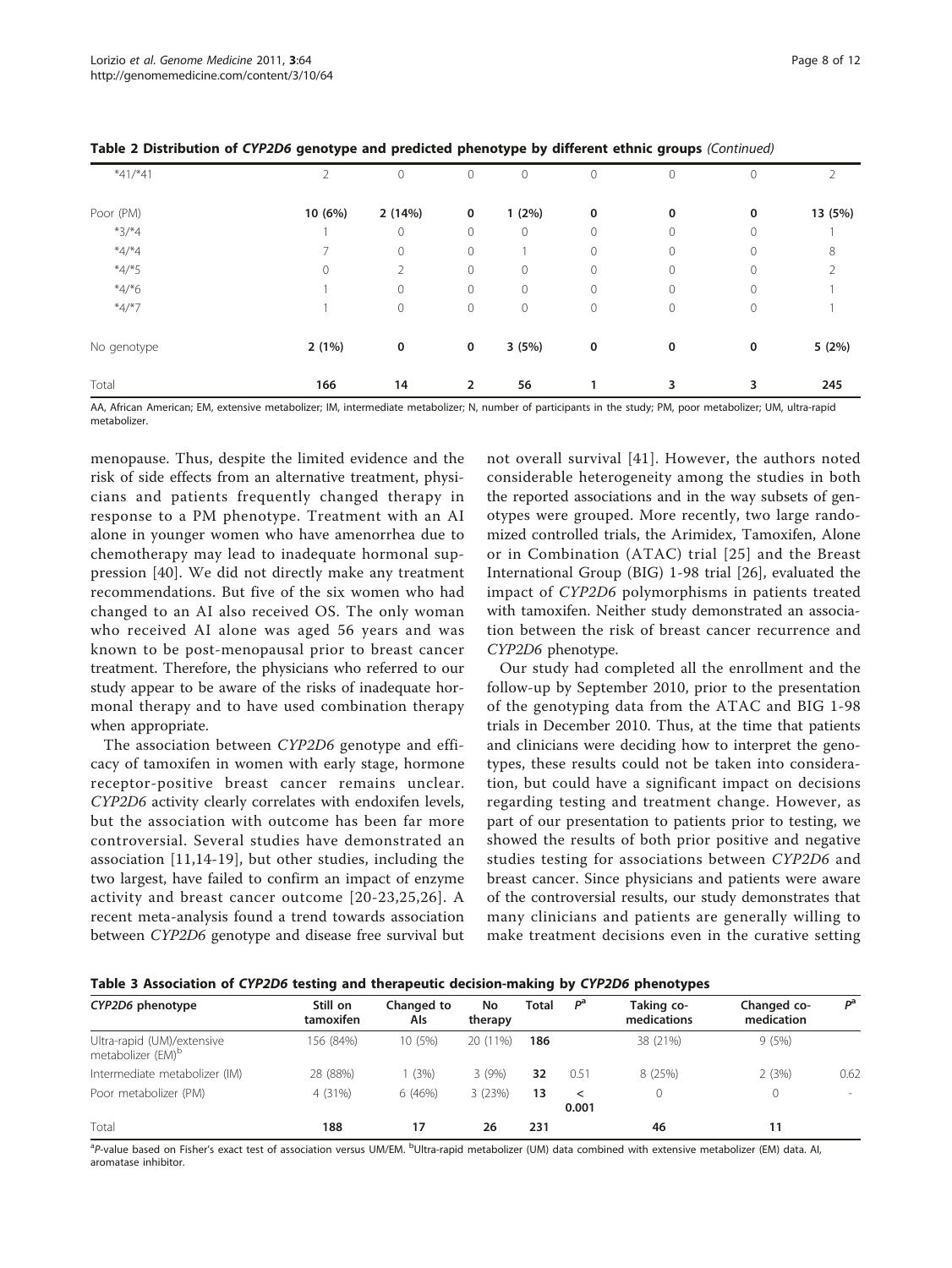**Table 2 Distribution of *CYP2D6* genotype and predicted phenotype by different ethnic groups** *(Continued)*

| | | | | | | | | |
|---|---|---|---|---|---|---|---|---|
| *41/*41 | 2 | 0 | 0 | 0 | 0 | 0 | 0 | 2 |
| Poor (PM) | **10 (6%)** | **2 (14%)** | **0** | **1 (2%)** | **0** | **0** | **0** | **13 (5%)** |
| *3/*4 | 1 | 0 | 0 | 0 | 0 | 0 | 0 | 1 |
| *4/*4 | 7 | 0 | 0 | 1 | 0 | 0 | 0 | 8 |
| *4/*5 | 0 | 2 | 0 | 0 | 0 | 0 | 0 | 2 |
| *4/*6 | 1 | 0 | 0 | 0 | 0 | 0 | 0 | 1 |
| *4/*7 | 1 | 0 | 0 | 0 | 0 | 0 | 0 | 1 |
| No genotype | **2 (1%)** | **0** | **0** | **3 (5%)** | **0** | **0** | **0** | **5 (2%)** |
| Total | **166** | **14** | **2** | **56** | **1** | **3** | **3** | **245** |

AA, African American; EM, extensive metabolizer; IM, intermediate metabolizer; N, number of participants in the study; PM, poor metabolizer; UM, ultra-rapid metabolizer.

menopause. Thus, despite the limited evidence and the risk of side effects from an alternative treatment, physicians and patients frequently changed therapy in response to a PM phenotype. Treatment with an AI alone in younger women who have amenorrhea due to chemotherapy may lead to inadequate hormonal suppression [40]. We did not directly make any treatment recommendations. But five of the six women who had changed to an AI also received OS. The only woman who received AI alone was aged 56 years and was known to be post-menopausal prior to breast cancer treatment. Therefore, the physicians who referred to our study appear to be aware of the risks of inadequate hormonal therapy and to have used combination therapy when appropriate.

The association between *CYP2D6* genotype and efficacy of tamoxifen in women with early stage, hormone receptor-positive breast cancer remains unclear. *CYP2D6* activity clearly correlates with endoxifen levels, but the association with outcome has been far more controversial. Several studies have demonstrated an association [11,14-19], but other studies, including the two largest, have failed to confirm an impact of enzyme activity and breast cancer outcome [20-23,25,26]. A recent meta-analysis found a trend towards association between *CYP2D6* genotype and disease free survival but not overall survival [41]. However, the authors noted considerable heterogeneity among the studies in both the reported associations and in the way subsets of genotypes were grouped. More recently, two large randomized controlled trials, the Arimidex, Tamoxifen, Alone or in Combination (ATAC) trial [25] and the Breast International Group (BIG) 1-98 trial [26], evaluated the impact of *CYP2D6* polymorphisms in patients treated with tamoxifen. Neither study demonstrated an association between the risk of breast cancer recurrence and *CYP2D6* phenotype.

Our study had completed all the enrollment and the follow-up by September 2010, prior to the presentation of the genotyping data from the ATAC and BIG 1-98 trials in December 2010. Thus, at the time that patients and clinicians were deciding how to interpret the genotypes, these results could not be taken into consideration, but could have a significant impact on decisions regarding testing and treatment change. However, as part of our presentation to patients prior to testing, we showed the results of both prior positive and negative studies testing for associations between *CYP2D6* and breast cancer. Since physicians and patients were aware of the controversial results, our study demonstrates that many clinicians and patients are generally willing to make treatment decisions even in the curative setting

**Table 3 Association of *CYP2D6* testing and therapeutic decision-making by *CYP2D6* phenotypes**

| *CYP2D6* phenotype | Still on tamoxifen | Changed to AIs | No therapy | Total | $P^a$ | Taking co-medications | Changed co-medication | $P^a$ |
|---|---|---|---|---|---|---|---|---|
| Ultra-rapid (UM)/extensive metabolizer (EM)[b] | 156 (84%) | 10 (5%) | 20 (11%) | **186** | | 38 (21%) | 9 (5%) | |
| Intermediate metabolizer (IM) | 28 (88%) | 1 (3%) | 3 (9%) | **32** | 0.51 | 8 (25%) | 2 (3%) | 0.62 |
| Poor metabolizer (PM) | 4 (31%) | 6 (46%) | 3 (23%) | **13** | < 0.001 | 0 | 0 | - |
| Total | **188** | **17** | **26** | **231** | | **46** | **11** | |

[a]*P*-value based on Fisher's exact test of association versus UM/EM. [b]Ultra-rapid metabolizer (UM) data combined with extensive metabolizer (EM) data. AI, aromatase inhibitor.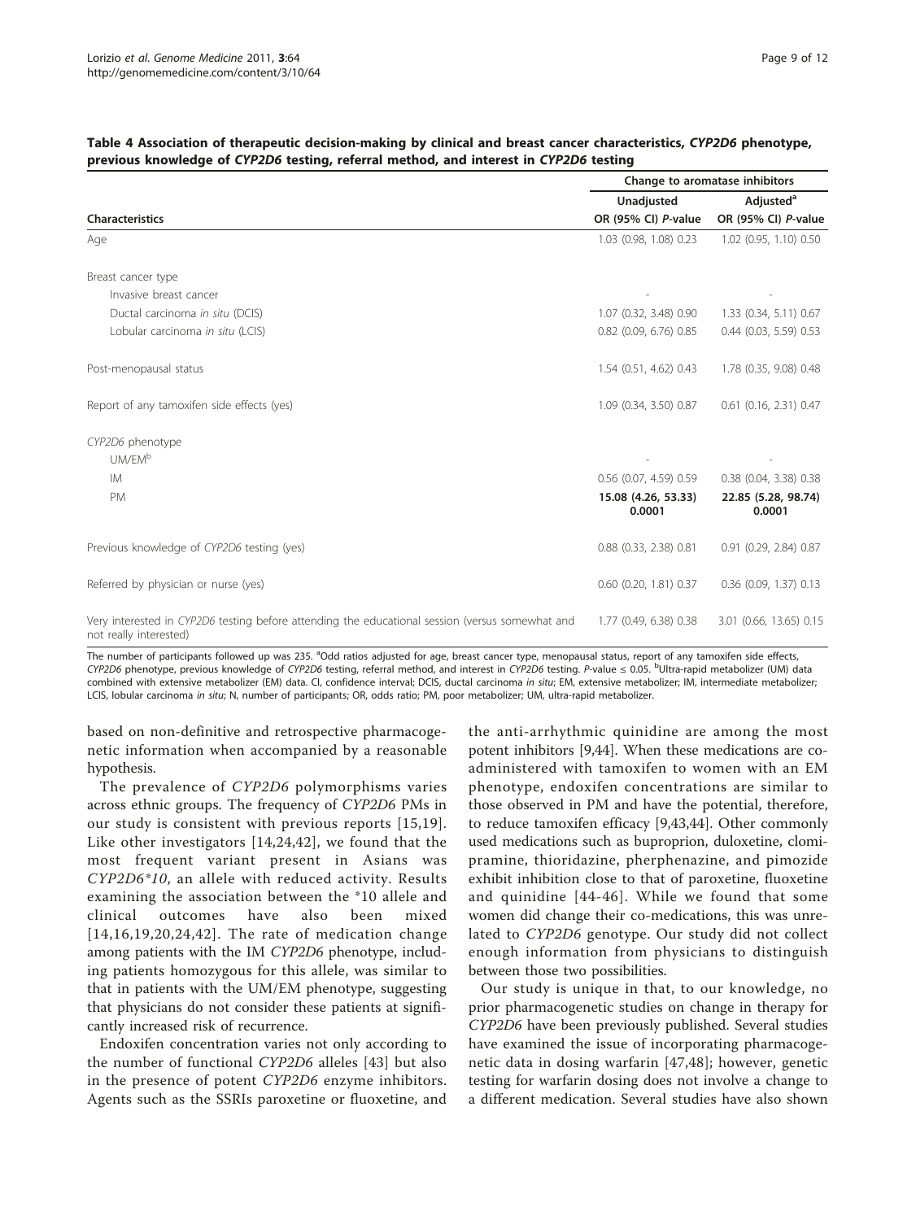**Table 4 Association of therapeutic decision-making by clinical and breast cancer characteristics, *CYP2D6* phenotype, previous knowledge of *CYP2D6* testing, referral method, and interest in *CYP2D6* testing**

| Characteristics | Change to aromatase inhibitors | |
|---|---|---|
| | Unadjusted | Adjusted[a] |
| | OR (95% CI) *P*-value | OR (95% CI) *P*-value |
| Age | 1.03 (0.98, 1.08) 0.23 | 1.02 (0.95, 1.10) 0.50 |
| Breast cancer type | | |
| Invasive breast cancer | - | - |
| Ductal carcinoma *in situ* (DCIS) | 1.07 (0.32, 3.48) 0.90 | 1.33 (0.34, 5.11) 0.67 |
| Lobular carcinoma *in situ* (LCIS) | 0.82 (0.09, 6.76) 0.85 | 0.44 (0.03, 5.59) 0.53 |
| Post-menopausal status | 1.54 (0.51, 4.62) 0.43 | 1.78 (0.35, 9.08) 0.48 |
| Report of any tamoxifen side effects (yes) | 1.09 (0.34, 3.50) 0.87 | 0.61 (0.16, 2.31) 0.47 |
| *CYP2D6* phenotype | | |
| UM/EM[b] | - | - |
| IM | 0.56 (0.07, 4.59) 0.59 | 0.38 (0.04, 3.38) 0.38 |
| PM | **15.08 (4.26, 53.33) 0.0001** | **22.85 (5.28, 98.74) 0.0001** |
| Previous knowledge of *CYP2D6* testing (yes) | 0.88 (0.33, 2.38) 0.81 | 0.91 (0.29, 2.84) 0.87 |
| Referred by physician or nurse (yes) | 0.60 (0.20, 1.81) 0.37 | 0.36 (0.09, 1.37) 0.13 |
| Very interested in *CYP2D6* testing before attending the educational session (versus somewhat and not really interested) | 1.77 (0.49, 6.38) 0.38 | 3.01 (0.66, 13.65) 0.15 |

The number of participants followed up was 235. [a]Odd ratios adjusted for age, breast cancer type, menopausal status, report of any tamoxifen side effects, *CYP2D6* phenotype, previous knowledge of *CYP2D6* testing, referral method, and interest in *CYP2D6* testing. *P*-value ≤ 0.05. [b]Ultra-rapid metabolizer (UM) data combined with extensive metabolizer (EM) data. CI, confidence interval; DCIS, ductal carcinoma *in situ*; EM, extensive metabolizer; IM, intermediate metabolizer; LCIS, lobular carcinoma *in situ*; N, number of participants; OR, odds ratio; PM, poor metabolizer; UM, ultra-rapid metabolizer.

based on non-definitive and retrospective pharmacogenetic information when accompanied by a reasonable hypothesis.

The prevalence of *CYP2D6* polymorphisms varies across ethnic groups. The frequency of *CYP2D6* PMs in our study is consistent with previous reports [15,19]. Like other investigators [14,24,42], we found that the most frequent variant present in Asians was *CYP2D6\*10*, an allele with reduced activity. Results examining the association between the \*10 allele and clinical outcomes have also been mixed [14,16,19,20,24,42]. The rate of medication change among patients with the IM *CYP2D6* phenotype, including patients homozygous for this allele, was similar to that in patients with the UM/EM phenotype, suggesting that physicians do not consider these patients at significantly increased risk of recurrence.

Endoxifen concentration varies not only according to the number of functional *CYP2D6* alleles [43] but also in the presence of potent *CYP2D6* enzyme inhibitors. Agents such as the SSRIs paroxetine or fluoxetine, and the anti-arrhythmic quinidine are among the most potent inhibitors [9,44]. When these medications are co-administered with tamoxifen to women with an EM phenotype, endoxifen concentrations are similar to those observed in PM and have the potential, therefore, to reduce tamoxifen efficacy [9,43,44]. Other commonly used medications such as buproprion, duloxetine, clomipramine, thioridazine, pherphenazine, and pimozide exhibit inhibition close to that of paroxetine, fluoxetine and quinidine [44-46]. While we found that some women did change their co-medications, this was unrelated to *CYP2D6* genotype. Our study did not collect enough information from physicians to distinguish between those two possibilities.

Our study is unique in that, to our knowledge, no prior pharmacogenetic studies on change in therapy for *CYP2D6* have been previously published. Several studies have examined the issue of incorporating pharmacogenetic data in dosing warfarin [47,48]; however, genetic testing for warfarin dosing does not involve a change to a different medication. Several studies have also shown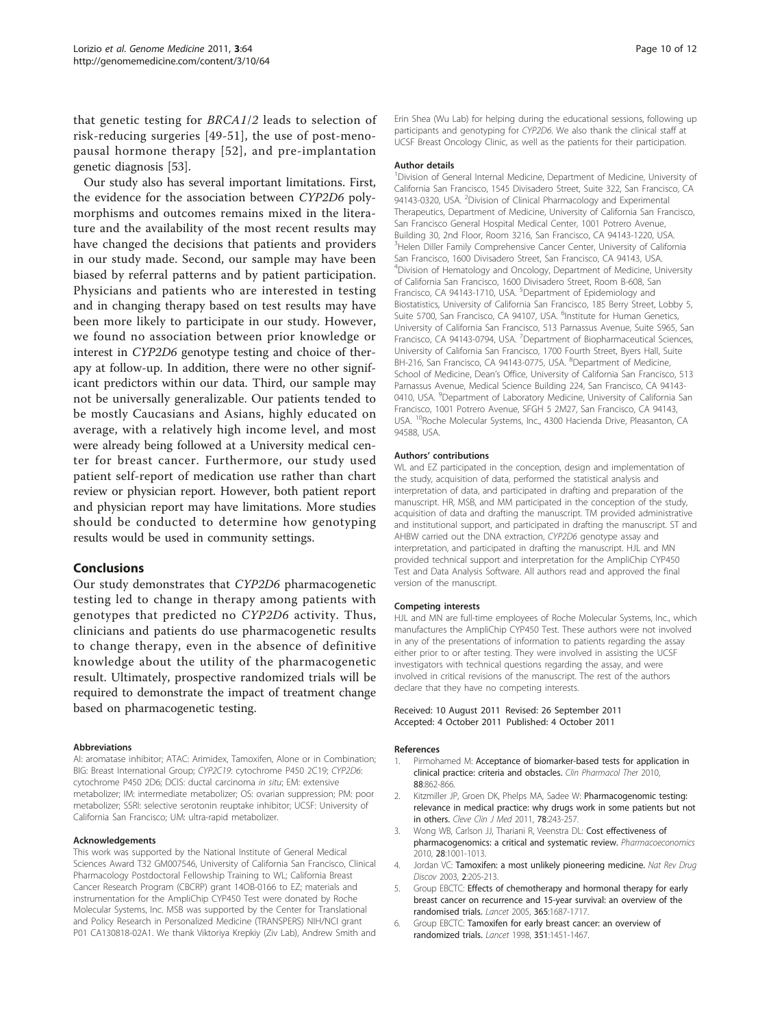that genetic testing for *BRCA1/2* leads to selection of risk-reducing surgeries [49-51], the use of post-menopausal hormone therapy [52], and pre-implantation genetic diagnosis [53].

Our study also has several important limitations. First, the evidence for the association between *CYP2D6* polymorphisms and outcomes remains mixed in the literature and the availability of the most recent results may have changed the decisions that patients and providers in our study made. Second, our sample may have been biased by referral patterns and by patient participation. Physicians and patients who are interested in testing and in changing therapy based on test results may have been more likely to participate in our study. However, we found no association between prior knowledge or interest in *CYP2D6* genotype testing and choice of therapy at follow-up. In addition, there were no other significant predictors within our data. Third, our sample may not be universally generalizable. Our patients tended to be mostly Caucasians and Asians, highly educated on average, with a relatively high income level, and most were already being followed at a University medical center for breast cancer. Furthermore, our study used patient self-report of medication use rather than chart review or physician report. However, both patient report and physician report may have limitations. More studies should be conducted to determine how genotyping results would be used in community settings.

## Conclusions

Our study demonstrates that *CYP2D6* pharmacogenetic testing led to change in therapy among patients with genotypes that predicted no *CYP2D6* activity. Thus, clinicians and patients do use pharmacogenetic results to change therapy, even in the absence of definitive knowledge about the utility of the pharmacogenetic result. Ultimately, prospective randomized trials will be required to demonstrate the impact of treatment change based on pharmacogenetic testing.

#### Abbreviations

AI: aromatase inhibitor; ATAC: Arimidex, Tamoxifen, Alone or in Combination; BIG: Breast International Group; *CYP2C19*: cytochrome P450 2C19; *CYP2D6*: cytochrome P450 2D6; DCIS: ductal carcinoma *in situ*; EM: extensive metabolizer; IM: intermediate metabolizer; OS: ovarian suppression; PM: poor metabolizer; SSRI: selective serotonin reuptake inhibitor; UCSF: University of California San Francisco; UM: ultra-rapid metabolizer.

#### Acknowledgements

This work was supported by the National Institute of General Medical Sciences Award T32 GM007546, University of California San Francisco, Clinical Pharmacology Postdoctoral Fellowship Training to WL; California Breast Cancer Research Program (CBCRP) grant 14OB-0166 to EZ; materials and instrumentation for the AmpliChip CYP450 Test were donated by Roche Molecular Systems, Inc. MSB was supported by the Center for Translational and Policy Research in Personalized Medicine (TRANSPERS) NIH/NCI grant P01 CA130818-02A1. We thank Viktoriya Krepkiy (Ziv Lab), Andrew Smith and Erin Shea (Wu Lab) for helping during the educational sessions, following up participants and genotyping for *CYP2D6*. We also thank the clinical staff at UCSF Breast Oncology Clinic, as well as the patients for their participation.

#### Author details

[1]Division of General Internal Medicine, Department of Medicine, University of California San Francisco, 1545 Divisadero Street, Suite 322, San Francisco, CA 94143-0320, USA. [2]Division of Clinical Pharmacology and Experimental Therapeutics, Department of Medicine, University of California San Francisco, San Francisco General Hospital Medical Center, 1001 Potrero Avenue, Building 30, 2nd Floor, Room 3216, San Francisco, CA 94143-1220, USA. [3]Helen Diller Family Comprehensive Cancer Center, University of California San Francisco, 1600 Divisadero Street, San Francisco, CA 94143, USA. [4]Division of Hematology and Oncology, Department of Medicine, University of California San Francisco, 1600 Divisadero Street, Room B-608, San Francisco, CA 94143-1710, USA. [5]Department of Epidemiology and Biostatistics, University of California San Francisco, 185 Berry Street, Lobby 5, Suite 5700, San Francisco, CA 94107, USA. [6]Institute for Human Genetics, University of California San Francisco, 513 Parnassus Avenue, Suite S965, San Francisco, CA 94143-0794, USA. [7]Department of Biopharmaceutical Sciences, University of California San Francisco, 1700 Fourth Street, Byers Hall, Suite BH-216, San Francisco, CA 94143-0775, USA. [8]Department of Medicine, School of Medicine, Dean's Office, University of California San Francisco, 513 Parnassus Avenue, Medical Science Building 224, San Francisco, CA 94143-0410, USA. [9]Department of Laboratory Medicine, University of California San Francisco, 1001 Potrero Avenue, SFGH 5 2M27, San Francisco, CA 94143, USA. [10]Roche Molecular Systems, Inc., 4300 Hacienda Drive, Pleasanton, CA 94588, USA.

#### Authors' contributions

WL and EZ participated in the conception, design and implementation of the study, acquisition of data, performed the statistical analysis and interpretation of data, and participated in drafting and preparation of the manuscript. HR, MSB, and MM participated in the conception of the study, acquisition of data and drafting the manuscript. TM provided administrative and institutional support, and participated in drafting the manuscript. ST and AHBW carried out the DNA extraction, *CYP2D6* genotype assay and interpretation, and participated in drafting the manuscript. HJL and MN provided technical support and interpretation for the AmpliChip CYP450 Test and Data Analysis Software. All authors read and approved the final version of the manuscript.

#### Competing interests

HJL and MN are full-time employees of Roche Molecular Systems, Inc., which manufactures the AmpliChip CYP450 Test. These authors were not involved in any of the presentations of information to patients regarding the assay either prior to or after testing. They were involved in assisting the UCSF investigators with technical questions regarding the assay, and were involved in critical revisions of the manuscript. The rest of the authors declare that they have no competing interests.

Received: 10 August 2011 Revised: 26 September 2011
Accepted: 4 October 2011 Published: 4 October 2011

#### References

1. Pirmohamed M: **Acceptance of biomarker-based tests for application in clinical practice: criteria and obstacles.** *Clin Pharmacol Ther* 2010, **88**:862-866.
2. Kitzmiller JP, Groen DK, Phelps MA, Sadee W: **Pharmacogenomic testing: relevance in medical practice: why drugs work in some patients but not in others.** *Cleve Clin J Med* 2011, **78**:243-257.
3. Wong WB, Carlson JJ, Thariani R, Veenstra DL: **Cost effectiveness of pharmacogenomics: a critical and systematic review.** *Pharmacoeconomics* 2010, **28**:1001-1013.
4. Jordan VC: **Tamoxifen: a most unlikely pioneering medicine.** *Nat Rev Drug Discov* 2003, **2**:205-213.
5. Group EBCTC: **Effects of chemotherapy and hormonal therapy for early breast cancer on recurrence and 15-year survival: an overview of the randomised trials.** *Lancet* 2005, **365**:1687-1717.
6. Group EBCTC: **Tamoxifen for early breast cancer: an overview of randomized trials.** *Lancet* 1998, **351**:1451-1467.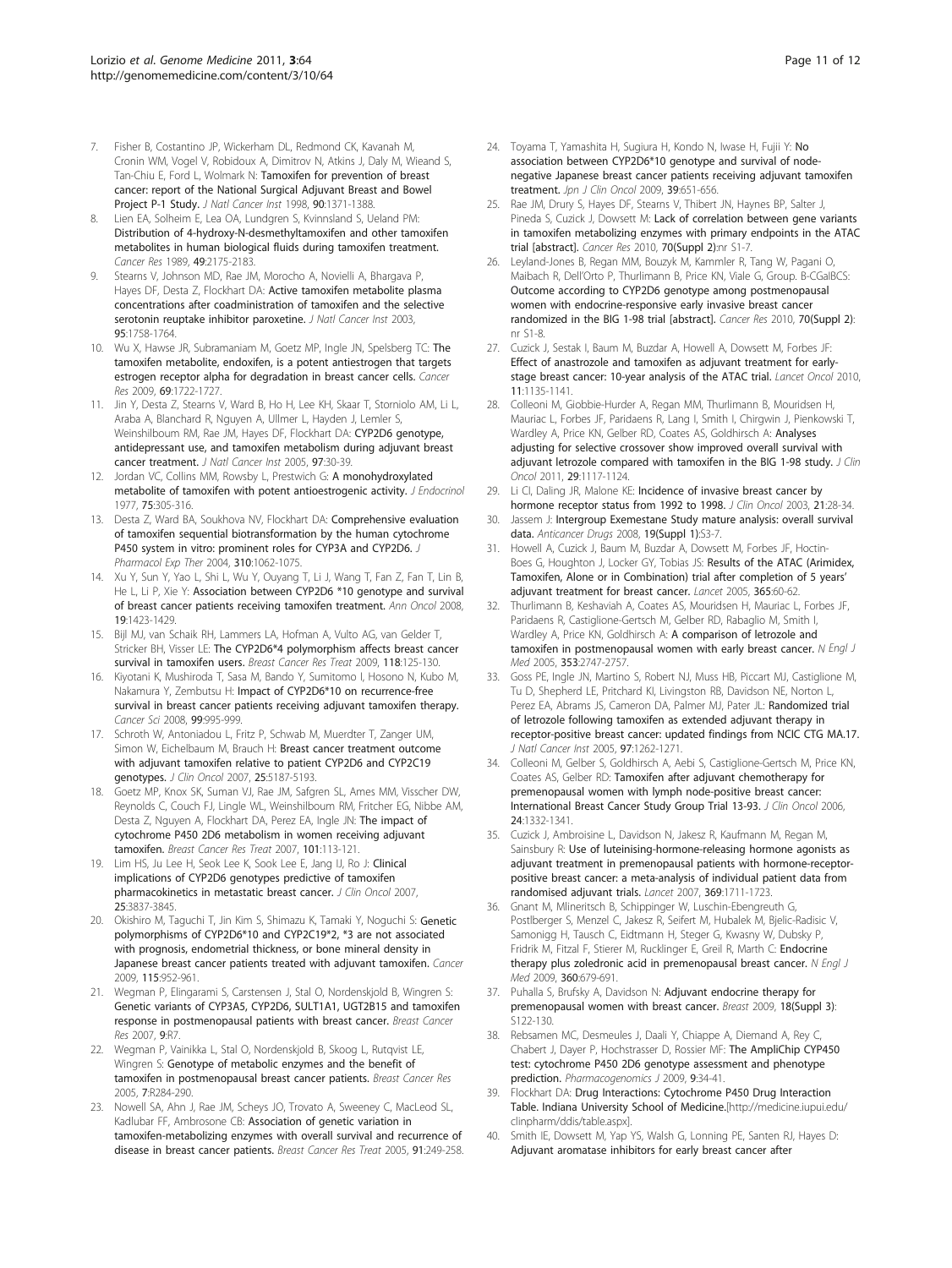7. Fisher B, Costantino JP, Wickerham DL, Redmond CK, Kavanah M, Cronin WM, Vogel V, Robidoux A, Dimitrov N, Atkins J, Daly M, Wieand S, Tan-Chiu E, Ford L, Wolmark N: Tamoxifen for prevention of breast cancer: report of the National Surgical Adjuvant Breast and Bowel Project P-1 Study. *J Natl Cancer Inst* 1998, **90**:1371-1388.
8. Lien EA, Solheim E, Lea OA, Lundgren S, Kvinnsland S, Ueland PM: Distribution of 4-hydroxy-N-desmethyltamoxifen and other tamoxifen metabolites in human biological fluids during tamoxifen treatment. *Cancer Res* 1989, **49**:2175-2183.
9. Stearns V, Johnson MD, Rae JM, Morocho A, Novielli A, Bhargava P, Hayes DF, Desta Z, Flockhart DA: Active tamoxifen metabolite plasma concentrations after coadministration of tamoxifen and the selective serotonin reuptake inhibitor paroxetine. *J Natl Cancer Inst* 2003, **95**:1758-1764.
10. Wu X, Hawse JR, Subramaniam M, Goetz MP, Ingle JN, Spelsberg TC: The tamoxifen metabolite, endoxifen, is a potent antiestrogen that targets estrogen receptor alpha for degradation in breast cancer cells. *Cancer Res* 2009, **69**:1722-1727.
11. Jin Y, Desta Z, Stearns V, Ward B, Ho H, Lee KH, Skaar T, Storniolo AM, Li L, Araba A, Blanchard R, Nguyen A, Ullmer L, Hayden J, Lemler S, Weinshilboum RM, Rae JM, Hayes DF, Flockhart DA: CYP2D6 genotype, antidepressant use, and tamoxifen metabolism during adjuvant breast cancer treatment. *J Natl Cancer Inst* 2005, **97**:30-39.
12. Jordan VC, Collins MM, Rowsby L, Prestwich G: A monohydroxylated metabolite of tamoxifen with potent antioestrogenic activity. *J Endocrinol* 1977, **75**:305-316.
13. Desta Z, Ward BA, Soukhova NV, Flockhart DA: Comprehensive evaluation of tamoxifen sequential biotransformation by the human cytochrome P450 system in vitro: prominent roles for CYP3A and CYP2D6. *J Pharmacol Exp Ther* 2004, **310**:1062-1075.
14. Xu Y, Sun Y, Yao L, Shi L, Wu Y, Ouyang T, Li J, Wang T, Fan Z, Fan T, Lin B, He L, Li P, Xie Y: Association between CYP2D6 *10 genotype and survival of breast cancer patients receiving tamoxifen treatment. *Ann Oncol* 2008, **19**:1423-1429.
15. Bijl MJ, van Schaik RH, Lammers LA, Hofman A, Vulto AG, van Gelder T, Stricker BH, Visser LE: The CYP2D6*4 polymorphism affects breast cancer survival in tamoxifen users. *Breast Cancer Res Treat* 2009, **118**:125-130.
16. Kiyotani K, Mushiroda T, Sasa M, Bando Y, Sumitomo I, Hosono N, Kubo M, Nakamura Y, Zembutsu H: Impact of CYP2D6*10 on recurrence-free survival in breast cancer patients receiving adjuvant tamoxifen therapy. *Cancer Sci* 2008, **99**:995-999.
17. Schroth W, Antoniadou L, Fritz P, Schwab M, Muerdter T, Zanger UM, Simon W, Eichelbaum M, Brauch H: Breast cancer treatment outcome with adjuvant tamoxifen relative to patient CYP2D6 and CYP2C19 genotypes. *J Clin Oncol* 2007, **25**:5187-5193.
18. Goetz MP, Knox SK, Suman VJ, Rae JM, Safgren SL, Ames MM, Visscher DW, Reynolds C, Couch FJ, Lingle WL, Weinshilboum RM, Fritcher EG, Nibbe AM, Desta Z, Nguyen A, Flockhart DA, Perez EA, Ingle JN: The impact of cytochrome P450 2D6 metabolism in women receiving adjuvant tamoxifen. *Breast Cancer Res Treat* 2007, **101**:113-121.
19. Lim HS, Ju Lee H, Seok Lee K, Sook Lee E, Jang IJ, Ro J: Clinical implications of CYP2D6 genotypes predictive of tamoxifen pharmacokinetics in metastatic breast cancer. *J Clin Oncol* 2007, **25**:3837-3845.
20. Okishiro M, Taguchi T, Jin Kim S, Shimazu K, Tamaki Y, Noguchi S: Genetic polymorphisms of CYP2D6*10 and CYP2C19*2, *3 are not associated with prognosis, endometrial thickness, or bone mineral density in Japanese breast cancer patients treated with adjuvant tamoxifen. *Cancer* 2009, **115**:952-961.
21. Wegman P, Elingarami S, Carstensen J, Stal O, Nordenskjold B, Wingren S: Genetic variants of CYP3A5, CYP2D6, SULT1A1, UGT2B15 and tamoxifen response in postmenopausal patients with breast cancer. *Breast Cancer Res* 2007, **9**:R7.
22. Wegman P, Vainikka L, Stal O, Nordenskjold B, Skoog L, Rutqvist LE, Wingren S: Genotype of metabolic enzymes and the benefit of tamoxifen in postmenopausal breast cancer patients. *Breast Cancer Res* 2005, **7**:R284-290.
23. Nowell SA, Ahn J, Rae JM, Scheys JO, Trovato A, Sweeney C, MacLeod SL, Kadlubar FF, Ambrosone CB: Association of genetic variation in tamoxifen-metabolizing enzymes with overall survival and recurrence of disease in breast cancer patients. *Breast Cancer Res Treat* 2005, **91**:249-258.
24. Toyama T, Yamashita H, Sugiura H, Kondo N, Iwase H, Fujii Y: No association between CYP2D6*10 genotype and survival of node-negative Japanese breast cancer patients receiving adjuvant tamoxifen treatment. *Jpn J Clin Oncol* 2009, **39**:651-656.
25. Rae JM, Drury S, Hayes DF, Stearns V, Thibert JN, Haynes BP, Salter J, Pineda S, Cuzick J, Dowsett M: Lack of correlation between gene variants in tamoxifen metabolizing enzymes with primary endpoints in the ATAC trial [abstract]. *Cancer Res* 2010, **70(Suppl 2)**:nr S1-7.
26. Leyland-Jones B, Regan MM, Bouzyk M, Kammler R, Tang W, Pagani O, Maibach R, Dell'Orto P, Thurlimann B, Price KN, Viale G, Group. B-CGaIBCS: Outcome according to CYP2D6 genotype among postmenopausal women with endocrine-responsive early invasive breast cancer randomized in the BIG 1-98 trial [abstract]. *Cancer Res* 2010, **70(Suppl 2)**: nr S1-8.
27. Cuzick J, Sestak I, Baum M, Buzdar A, Howell A, Dowsett M, Forbes JF: Effect of anastrozole and tamoxifen as adjuvant treatment for early-stage breast cancer: 10-year analysis of the ATAC trial. *Lancet Oncol* 2010, **11**:1135-1141.
28. Colleoni M, Giobbie-Hurder A, Regan MM, Thurlimann B, Mouridsen H, Mauriac L, Forbes JF, Paridaens R, Lang I, Smith I, Chirgwin J, Pienkowski T, Wardley A, Price KN, Gelber RD, Coates AS, Goldhirsch A: Analyses adjusting for selective crossover show improved overall survival with adjuvant letrozole compared with tamoxifen in the BIG 1-98 study. *J Clin Oncol* 2011, **29**:1117-1124.
29. Li CI, Daling JR, Malone KE: Incidence of invasive breast cancer by hormone receptor status from 1992 to 1998. *J Clin Oncol* 2003, **21**:28-34.
30. Jassem J: Intergroup Exemestane Study mature analysis: overall survival data. *Anticancer Drugs* 2008, **19(Suppl 1)**:S3-7.
31. Howell A, Cuzick J, Baum M, Buzdar A, Dowsett M, Forbes JF, Hoctin-Boes G, Houghton J, Locker GY, Tobias JS: Results of the ATAC (Arimidex, Tamoxifen, Alone or in Combination) trial after completion of 5 years' adjuvant treatment for breast cancer. *Lancet* 2005, **365**:60-62.
32. Thurlimann B, Keshaviah A, Coates AS, Mouridsen H, Mauriac L, Forbes JF, Paridaens R, Castiglione-Gertsch M, Gelber RD, Rabaglio M, Smith I, Wardley A, Price KN, Goldhirsch A: A comparison of letrozole and tamoxifen in postmenopausal women with early breast cancer. *N Engl J Med* 2005, **353**:2747-2757.
33. Goss PE, Ingle JN, Martino S, Robert NJ, Muss HB, Piccart MJ, Castiglione M, Tu D, Shepherd LE, Pritchard KI, Livingston RB, Davidson NE, Norton L, Perez EA, Abrams JS, Cameron DA, Palmer MJ, Pater JL: Randomized trial of letrozole following tamoxifen as extended adjuvant therapy in receptor-positive breast cancer: updated findings from NCIC CTG MA.17. *J Natl Cancer Inst* 2005, **97**:1262-1271.
34. Colleoni M, Gelber S, Goldhirsch A, Aebi S, Castiglione-Gertsch M, Price KN, Coates AS, Gelber RD: Tamoxifen after adjuvant chemotherapy for premenopausal women with lymph node-positive breast cancer: International Breast Cancer Study Group Trial 13-93. *J Clin Oncol* 2006, **24**:1332-1341.
35. Cuzick J, Ambroisine L, Davidson N, Jakesz R, Kaufmann M, Regan M, Sainsbury R: Use of luteinising-hormone-releasing hormone agonists as adjuvant treatment in premenopausal patients with hormone-receptor-positive breast cancer: a meta-analysis of individual patient data from randomised adjuvant trials. *Lancet* 2007, **369**:1711-1723.
36. Gnant M, Mlineritsch B, Schippinger W, Luschin-Ebengreuth G, Postlberger S, Menzel C, Jakesz R, Seifert M, Hubalek M, Bjelic-Radisic V, Samonigg H, Tausch C, Eidtmann H, Steger G, Kwasny W, Dubsky P, Fridrik M, Fitzal F, Stierer M, Rucklinger E, Greil R, Marth C: Endocrine therapy plus zoledronic acid in premenopausal breast cancer. *N Engl J Med* 2009, **360**:679-691.
37. Puhalla S, Brufsky A, Davidson N: Adjuvant endocrine therapy for premenopausal women with breast cancer. *Breast* 2009, **18(Suppl 3)**: S122-130.
38. Rebsamen MC, Desmeules J, Daali Y, Chiappe A, Diemand A, Rey C, Chabert J, Dayer P, Hochstrasser D, Rossier MF: The AmpliChip CYP450 test: cytochrome P450 2D6 genotype assessment and phenotype prediction. *Pharmacogenomics J* 2009, **9**:34-41.
39. Flockhart DA: Drug Interactions: Cytochrome P450 Drug Interaction Table. Indiana University School of Medicine.[http://medicine.iupui.edu/clinpharm/ddis/table.aspx].
40. Smith IE, Dowsett M, Yap YS, Walsh G, Lonning PE, Santen RJ, Hayes D: Adjuvant aromatase inhibitors for early breast cancer after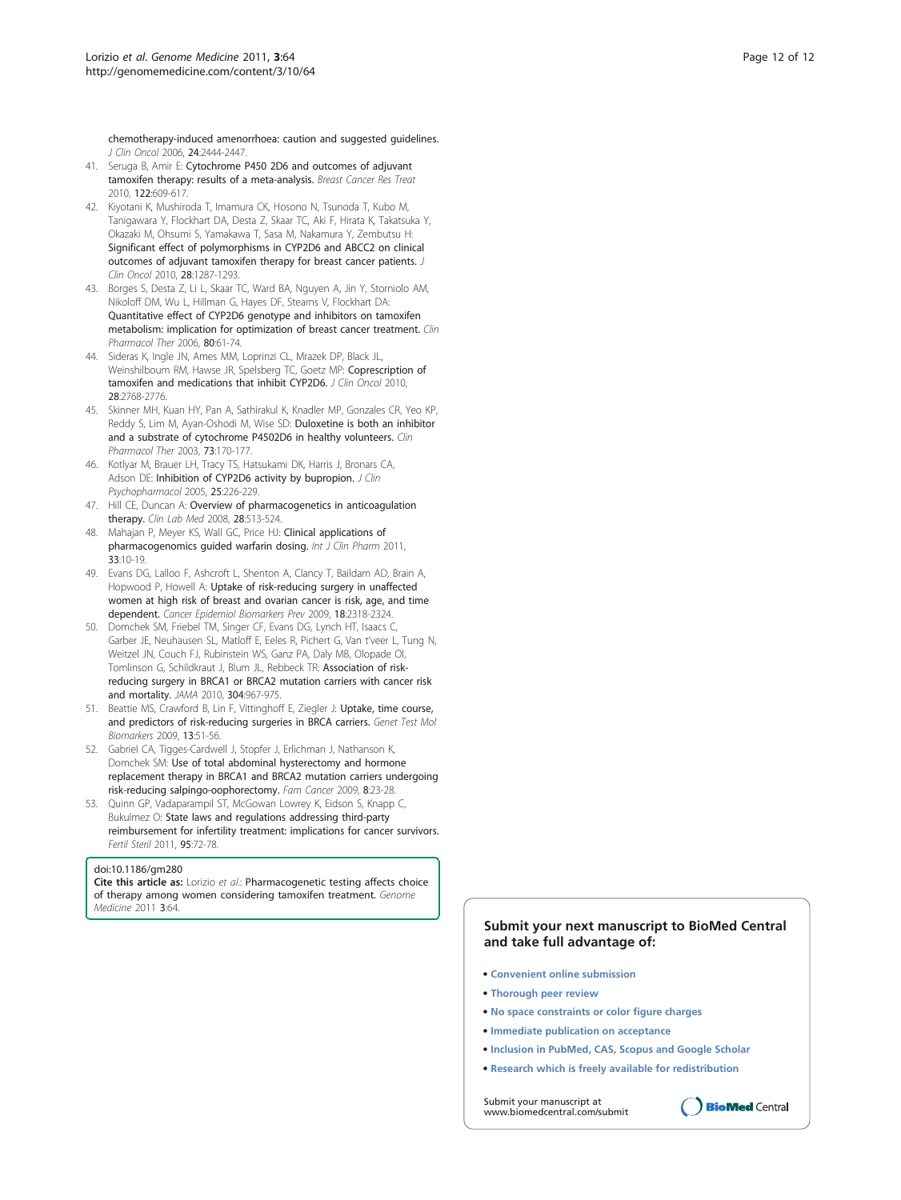chemotherapy-induced amenorrhoea: caution and suggested guidelines. *J Clin Oncol* 2006, **24**:2444-2447.

41. Seruga B, Amir E: **Cytochrome P450 2D6 and outcomes of adjuvant tamoxifen therapy: results of a meta-analysis.** *Breast Cancer Res Treat* 2010, **122**:609-617.
42. Kiyotani K, Mushiroda T, Imamura CK, Hosono N, Tsunoda T, Kubo M, Tanigawara Y, Flockhart DA, Desta Z, Skaar TC, Aki F, Hirata K, Takatsuka Y, Okazaki M, Ohsumi S, Yamakawa T, Sasa M, Nakamura Y, Zembutsu H: **Significant effect of polymorphisms in CYP2D6 and ABCC2 on clinical outcomes of adjuvant tamoxifen therapy for breast cancer patients.** *J Clin Oncol* 2010, **28**:1287-1293.
43. Borges S, Desta Z, Li L, Skaar TC, Ward BA, Nguyen A, Jin Y, Storniolo AM, Nikoloff DM, Wu L, Hillman G, Hayes DF, Stearns V, Flockhart DA: **Quantitative effect of CYP2D6 genotype and inhibitors on tamoxifen metabolism: implication for optimization of breast cancer treatment.** *Clin Pharmacol Ther* 2006, **80**:61-74.
44. Sideras K, Ingle JN, Ames MM, Loprinzi CL, Mrazek DP, Black JL, Weinshilboum RM, Hawse JR, Spelsberg TC, Goetz MP: **Coprescription of tamoxifen and medications that inhibit CYP2D6.** *J Clin Oncol* 2010, **28**:2768-2776.
45. Skinner MH, Kuan HY, Pan A, Sathirakul K, Knadler MP, Gonzales CR, Yeo KP, Reddy S, Lim M, Ayan-Oshodi M, Wise SD: **Duloxetine is both an inhibitor and a substrate of cytochrome P4502D6 in healthy volunteers.** *Clin Pharmacol Ther* 2003, **73**:170-177.
46. Kotlyar M, Brauer LH, Tracy TS, Hatsukami DK, Harris J, Bronars CA, Adson DE: **Inhibition of CYP2D6 activity by bupropion.** *J Clin Psychopharmacol* 2005, **25**:226-229.
47. Hill CE, Duncan A: **Overview of pharmacogenetics in anticoagulation therapy.** *Clin Lab Med* 2008, **28**:513-524.
48. Mahajan P, Meyer KS, Wall GC, Price HJ: **Clinical applications of pharmacogenomics guided warfarin dosing.** *Int J Clin Pharm* 2011, **33**:10-19.
49. Evans DG, Lalloo F, Ashcroft L, Shenton A, Clancy T, Baildam AD, Brain A, Hopwood P, Howell A: **Uptake of risk-reducing surgery in unaffected women at high risk of breast and ovarian cancer is risk, age, and time dependent.** *Cancer Epidemiol Biomarkers Prev* 2009, **18**:2318-2324.
50. Domchek SM, Friebel TM, Singer CF, Evans DG, Lynch HT, Isaacs C, Garber JE, Neuhausen SL, Matloff E, Eeles R, Pichert G, Van t'veer L, Tung N, Weitzel JN, Couch FJ, Rubinstein WS, Ganz PA, Daly MB, Olopade OI, Tomlinson G, Schildkraut J, Blum JL, Rebbeck TR: **Association of risk-reducing surgery in BRCA1 or BRCA2 mutation carriers with cancer risk and mortality.** *JAMA* 2010, **304**:967-975.
51. Beattie MS, Crawford B, Lin F, Vittinghoff E, Ziegler J: **Uptake, time course, and predictors of risk-reducing surgeries in BRCA carriers.** *Genet Test Mol Biomarkers* 2009, **13**:51-56.
52. Gabriel CA, Tigges-Cardwell J, Stopfer J, Erlichman J, Nathanson K, Domchek SM: **Use of total abdominal hysterectomy and hormone replacement therapy in BRCA1 and BRCA2 mutation carriers undergoing risk-reducing salpingo-oophorectomy.** *Fam Cancer* 2009, **8**:23-28.
53. Quinn GP, Vadaparampil ST, McGowan Lowrey K, Eidson S, Knapp C, Bukulmez O: **State laws and regulations addressing third-party reimbursement for infertility treatment: implications for cancer survivors.** *Fertil Steril* 2011, **95**:72-78.

doi:10.1186/gm280

**Cite this article as:** Lorizio *et al.*: Pharmacogenetic testing affects choice of therapy among women considering tamoxifen treatment. *Genome Medicine* 2011 **3**:64.

**Submit your next manuscript to BioMed Central and take full advantage of:**

- Convenient online submission
- Thorough peer review
- No space constraints or color figure charges
- Immediate publication on acceptance
- Inclusion in PubMed, CAS, Scopus and Google Scholar
- Research which is freely available for redistribution

Submit your manuscript at
www.biomedcentral.com/submit

BioMed Central